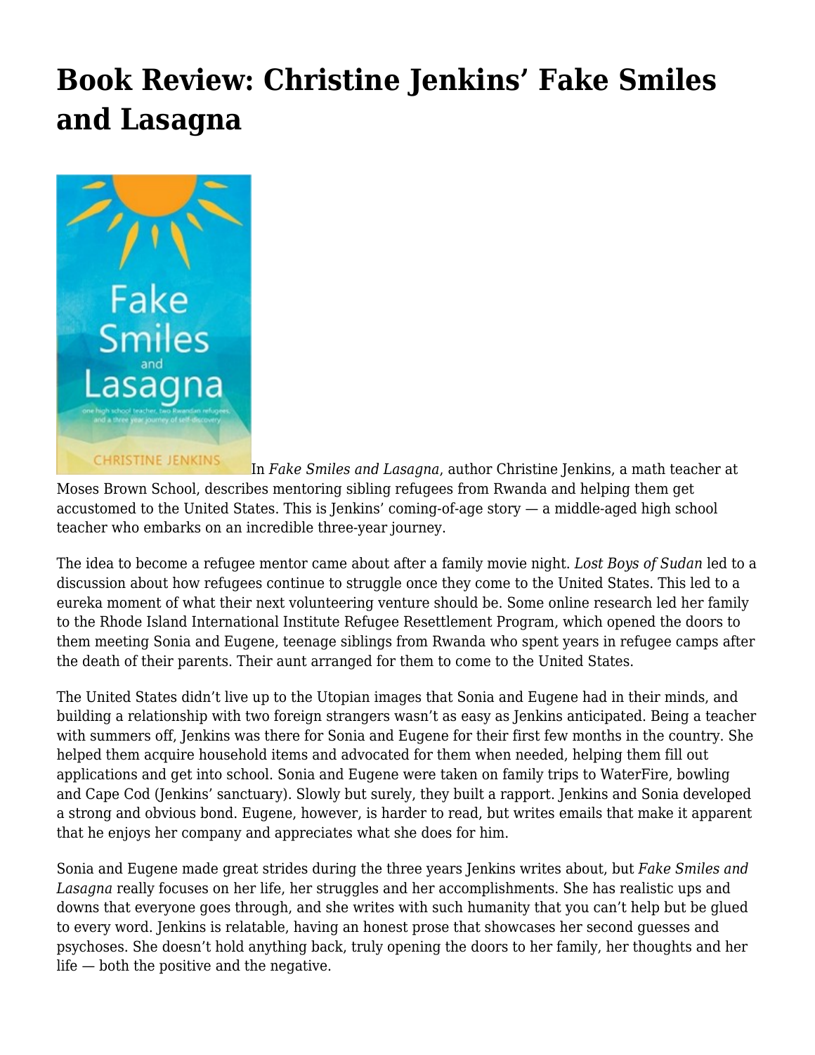# Book Review: Christine Jenkins' Fake Smiles and Lasagna

In *Fake Smiles and Lasagna*, author Christine Jenkins, a math teacher at Moses Brown School, describes mentoring sibling refugees from Rwanda and helping them get accustomed to the United States. This is Jenkins' coming-of-age story — a middle-aged high school teacher who embarks on an incredible three-year journey.

The idea to become a refugee mentor came about after a family movie night. *Lost Boys of Sudan* led to a discussion about how refugees continue to struggle once they come to the United States. This led to a eureka moment of what their next volunteering venture should be. Some online research led her family to the Rhode Island International Institute Refugee Resettlement Program, which opened the doors to them meeting Sonia and Eugene, teenage siblings from Rwanda who spent years in refugee camps after the death of their parents. Their aunt arranged for them to come to the United States.

The United States didn't live up to the Utopian images that Sonia and Eugene had in their minds, and building a relationship with two foreign strangers wasn't as easy as Jenkins anticipated. Being a teacher with summers off, Jenkins was there for Sonia and Eugene for their first few months in the country. She helped them acquire household items and advocated for them when needed, helping them fill out applications and get into school. Sonia and Eugene were taken on family trips to WaterFire, bowling and Cape Cod (Jenkins' sanctuary). Slowly but surely, they built a rapport. Jenkins and Sonia developed a strong and obvious bond. Eugene, however, is harder to read, but writes emails that make it apparent that he enjoys her company and appreciates what she does for him.

Sonia and Eugene made great strides during the three years Jenkins writes about, but *Fake Smiles and Lasagna* really focuses on her life, her struggles and her accomplishments. She has realistic ups and downs that everyone goes through, and she writes with such humanity that you can't help but be glued to every word. Jenkins is relatable, having an honest prose that showcases her second guesses and psychoses. She doesn't hold anything back, truly opening the doors to her family, her thoughts and her life — both the positive and the negative.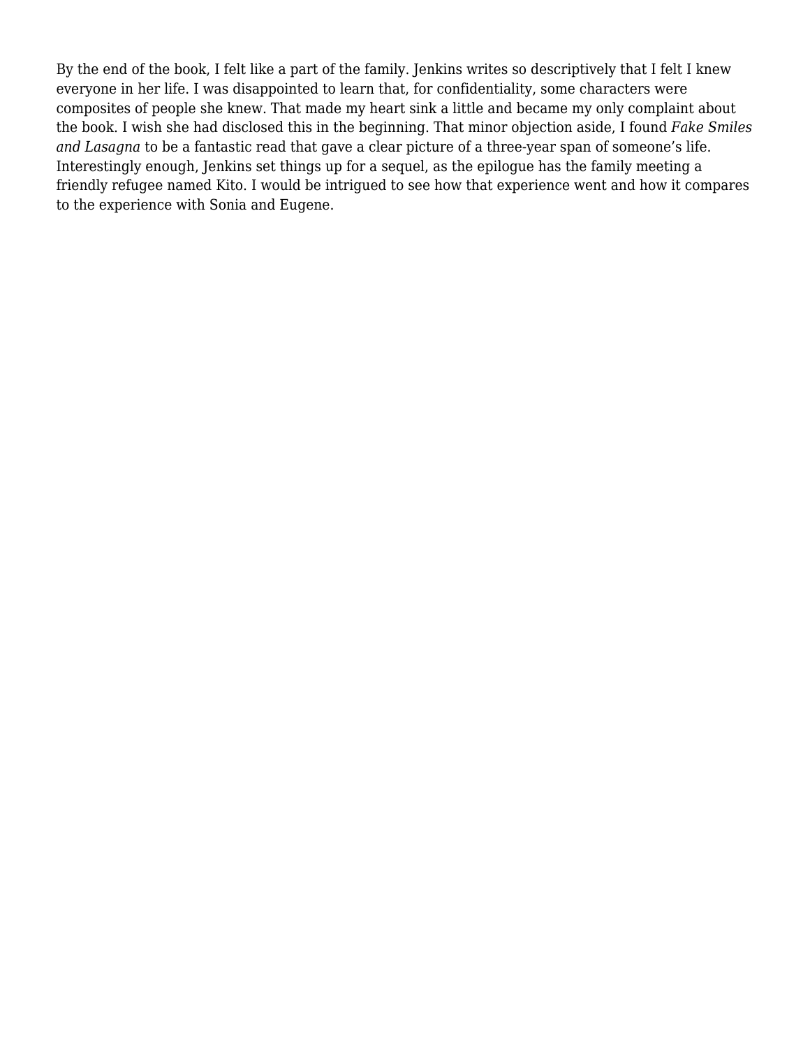By the end of the book, I felt like a part of the family. Jenkins writes so descriptively that I felt I knew everyone in her life. I was disappointed to learn that, for confidentiality, some characters were composites of people she knew. That made my heart sink a little and became my only complaint about the book. I wish she had disclosed this in the beginning. That minor objection aside, I found *Fake Smiles and Lasagna* to be a fantastic read that gave a clear picture of a three-year span of someone's life. Interestingly enough, Jenkins set things up for a sequel, as the epilogue has the family meeting a friendly refugee named Kito. I would be intrigued to see how that experience went and how it compares to the experience with Sonia and Eugene.